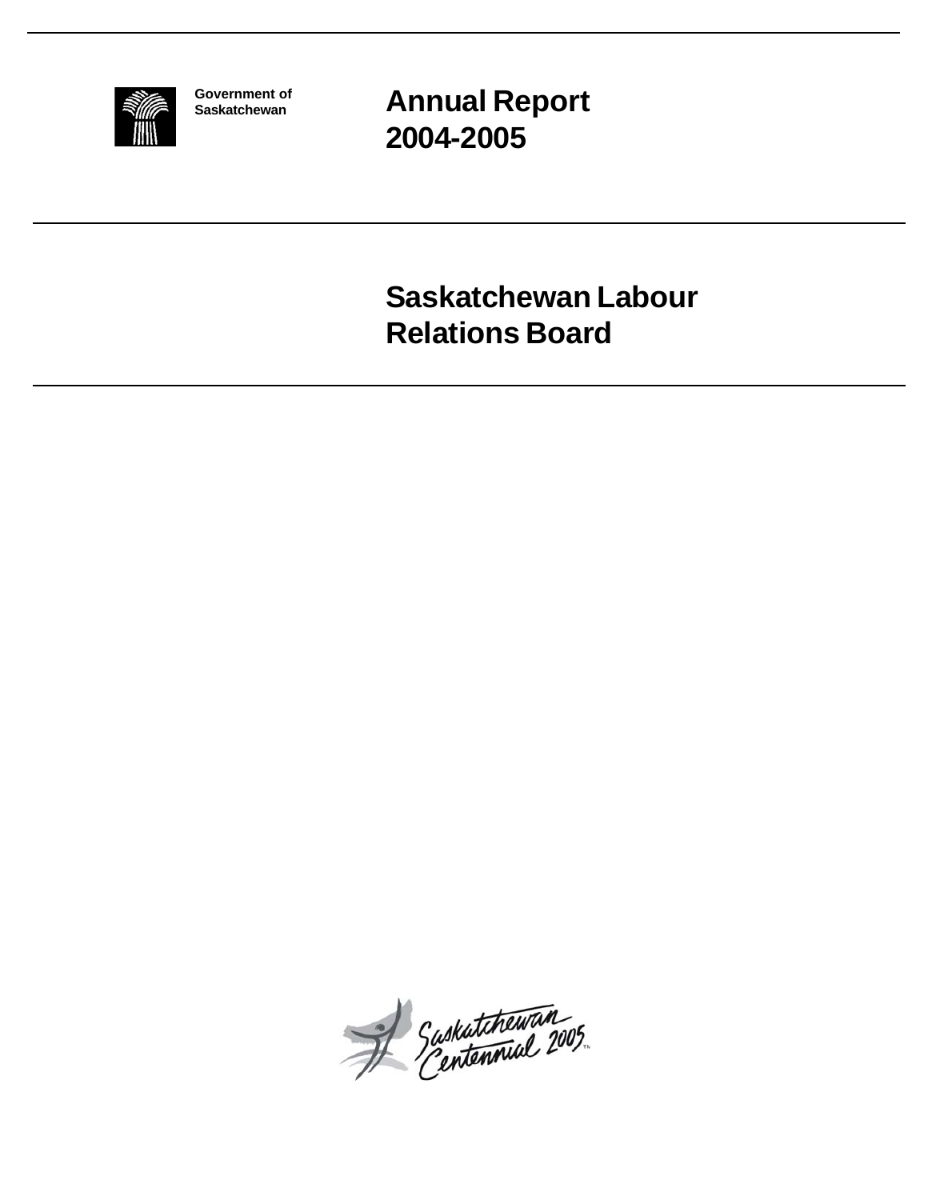Government of Saskatchewan

# Annual Report 2004-2005

# Saskatchewan Labour Relations Board

Saskatchewan Centennial 2005™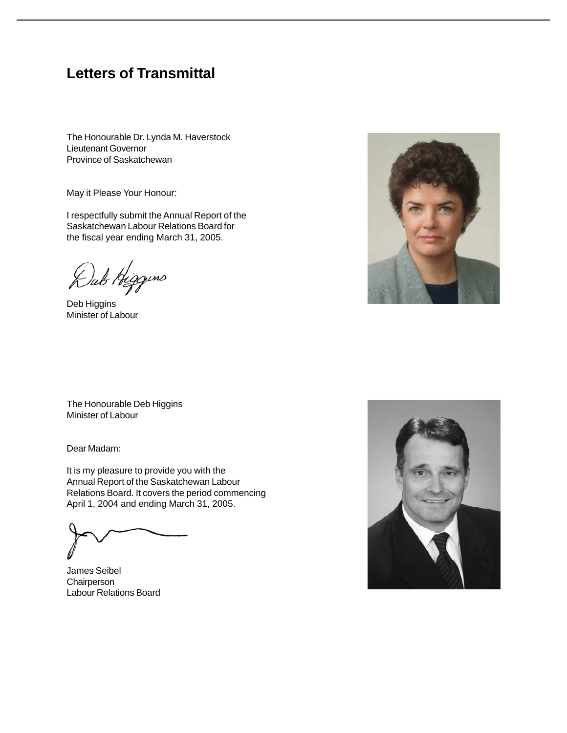# Letters of Transmittal

The Honourable Dr. Lynda M. Haverstock
Lieutenant Governor
Province of Saskatchewan

May it Please Your Honour:

I respectfully submit the Annual Report of the Saskatchewan Labour Relations Board for the fiscal year ending March 31, 2005.

Deb Higgins
Minister of Labour

The Honourable Deb Higgins
Minister of Labour

Dear Madam:

It is my pleasure to provide you with the Annual Report of the Saskatchewan Labour Relations Board. It covers the period commencing April 1, 2004 and ending March 31, 2005.

James Seibel
Chairperson
Labour Relations Board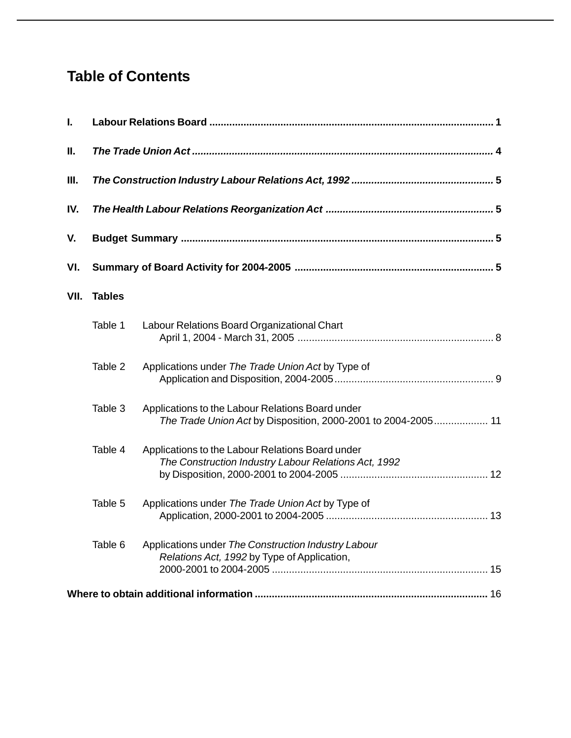# Table of Contents

**I.** **Labour Relations Board** .......... **1**

**II.** ***The Trade Union Act*** .......... **4**

**III.** ***The Construction Industry Labour Relations Act, 1992*** .......... **5**

**IV.** ***The Health Labour Relations Reorganization Act*** .......... **5**

**V.** **Budget Summary** .......... **5**

**VI.** **Summary of Board Activity for 2004-2005** .......... **5**

**VII.** **Tables**

Table 1 Labour Relations Board Organizational Chart April 1, 2004 - March 31, 2005 .......... 8

Table 2 Applications under *The Trade Union Act* by Type of Application and Disposition, 2004-2005 .......... 9

Table 3 Applications to the Labour Relations Board under *The Trade Union Act* by Disposition, 2000-2001 to 2004-2005 .......... 11

Table 4 Applications to the Labour Relations Board under *The Construction Industry Labour Relations Act, 1992* by Disposition, 2000-2001 to 2004-2005 .......... 12

Table 5 Applications under *The Trade Union Act* by Type of Application, 2000-2001 to 2004-2005 .......... 13

Table 6 Applications under *The Construction Industry Labour Relations Act, 1992* by Type of Application, 2000-2001 to 2004-2005 .......... 15

**Where to obtain additional information** .......... 16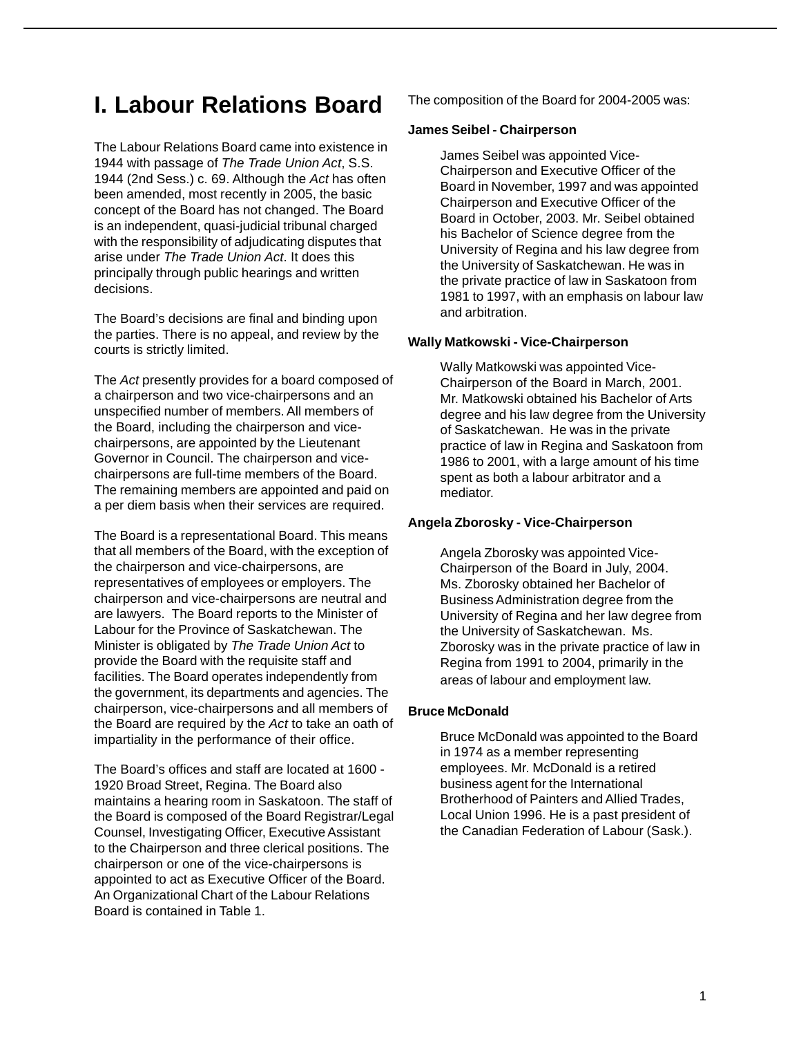# I. Labour Relations Board

The Labour Relations Board came into existence in 1944 with passage of *The Trade Union Act*, S.S. 1944 (2nd Sess.) c. 69. Although the *Act* has often been amended, most recently in 2005, the basic concept of the Board has not changed. The Board is an independent, quasi-judicial tribunal charged with the responsibility of adjudicating disputes that arise under *The Trade Union Act*. It does this principally through public hearings and written decisions.

The Board's decisions are final and binding upon the parties. There is no appeal, and review by the courts is strictly limited.

The *Act* presently provides for a board composed of a chairperson and two vice-chairpersons and an unspecified number of members. All members of the Board, including the chairperson and vice-chairpersons, are appointed by the Lieutenant Governor in Council. The chairperson and vice-chairpersons are full-time members of the Board. The remaining members are appointed and paid on a per diem basis when their services are required.

The Board is a representational Board. This means that all members of the Board, with the exception of the chairperson and vice-chairpersons, are representatives of employees or employers. The chairperson and vice-chairpersons are neutral and are lawyers. The Board reports to the Minister of Labour for the Province of Saskatchewan. The Minister is obligated by *The Trade Union Act* to provide the Board with the requisite staff and facilities. The Board operates independently from the government, its departments and agencies. The chairperson, vice-chairpersons and all members of the Board are required by the *Act* to take an oath of impartiality in the performance of their office.

The Board's offices and staff are located at 1600 - 1920 Broad Street, Regina. The Board also maintains a hearing room in Saskatoon. The staff of the Board is composed of the Board Registrar/Legal Counsel, Investigating Officer, Executive Assistant to the Chairperson and three clerical positions. The chairperson or one of the vice-chairpersons is appointed to act as Executive Officer of the Board. An Organizational Chart of the Labour Relations Board is contained in Table 1.

The composition of the Board for 2004-2005 was:

**James Seibel - Chairperson**

James Seibel was appointed Vice-Chairperson and Executive Officer of the Board in November, 1997 and was appointed Chairperson and Executive Officer of the Board in October, 2003. Mr. Seibel obtained his Bachelor of Science degree from the University of Regina and his law degree from the University of Saskatchewan. He was in the private practice of law in Saskatoon from 1981 to 1997, with an emphasis on labour law and arbitration.

**Wally Matkowski - Vice-Chairperson**

Wally Matkowski was appointed Vice-Chairperson of the Board in March, 2001. Mr. Matkowski obtained his Bachelor of Arts degree and his law degree from the University of Saskatchewan. He was in the private practice of law in Regina and Saskatoon from 1986 to 2001, with a large amount of his time spent as both a labour arbitrator and a mediator.

**Angela Zborosky - Vice-Chairperson**

Angela Zborosky was appointed Vice-Chairperson of the Board in July, 2004. Ms. Zborosky obtained her Bachelor of Business Administration degree from the University of Regina and her law degree from the University of Saskatchewan. Ms. Zborosky was in the private practice of law in Regina from 1991 to 2004, primarily in the areas of labour and employment law.

**Bruce McDonald**

Bruce McDonald was appointed to the Board in 1974 as a member representing employees. Mr. McDonald is a retired business agent for the International Brotherhood of Painters and Allied Trades, Local Union 1996. He is a past president of the Canadian Federation of Labour (Sask.).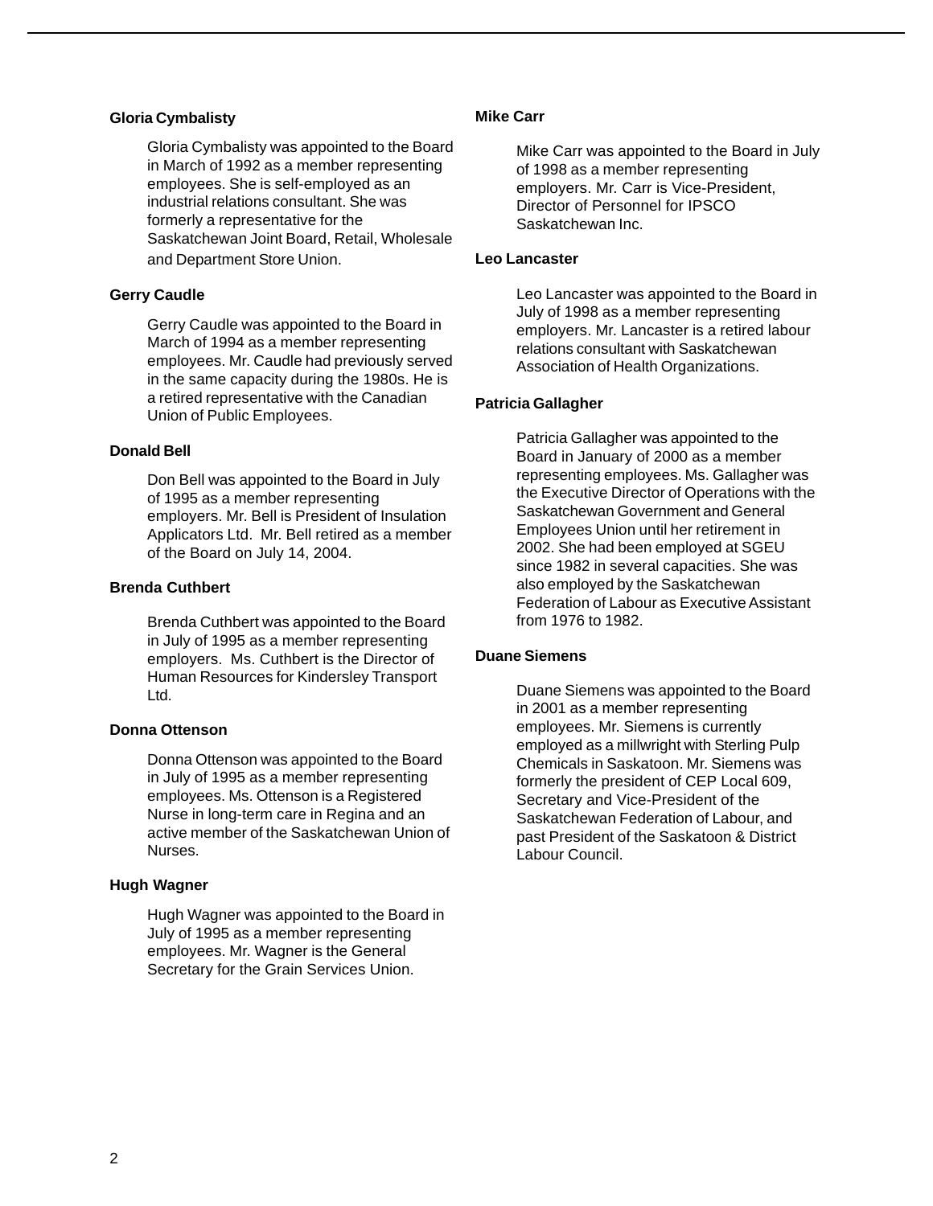**Gloria Cymbalisty**

Gloria Cymbalisty was appointed to the Board in March of 1992 as a member representing employees. She is self-employed as an industrial relations consultant. She was formerly a representative for the Saskatchewan Joint Board, Retail, Wholesale and Department Store Union.

**Gerry Caudle**

Gerry Caudle was appointed to the Board in March of 1994 as a member representing employees. Mr. Caudle had previously served in the same capacity during the 1980s. He is a retired representative with the Canadian Union of Public Employees.

**Donald Bell**

Don Bell was appointed to the Board in July of 1995 as a member representing employers. Mr. Bell is President of Insulation Applicators Ltd. Mr. Bell retired as a member of the Board on July 14, 2004.

**Brenda Cuthbert**

Brenda Cuthbert was appointed to the Board in July of 1995 as a member representing employers. Ms. Cuthbert is the Director of Human Resources for Kindersley Transport Ltd.

**Donna Ottenson**

Donna Ottenson was appointed to the Board in July of 1995 as a member representing employees. Ms. Ottenson is a Registered Nurse in long-term care in Regina and an active member of the Saskatchewan Union of Nurses.

**Hugh Wagner**

Hugh Wagner was appointed to the Board in July of 1995 as a member representing employees. Mr. Wagner is the General Secretary for the Grain Services Union.

**Mike Carr**

Mike Carr was appointed to the Board in July of 1998 as a member representing employers. Mr. Carr is Vice-President, Director of Personnel for IPSCO Saskatchewan Inc.

**Leo Lancaster**

Leo Lancaster was appointed to the Board in July of 1998 as a member representing employers. Mr. Lancaster is a retired labour relations consultant with Saskatchewan Association of Health Organizations.

**Patricia Gallagher**

Patricia Gallagher was appointed to the Board in January of 2000 as a member representing employees. Ms. Gallagher was the Executive Director of Operations with the Saskatchewan Government and General Employees Union until her retirement in 2002. She had been employed at SGEU since 1982 in several capacities. She was also employed by the Saskatchewan Federation of Labour as Executive Assistant from 1976 to 1982.

**Duane Siemens**

Duane Siemens was appointed to the Board in 2001 as a member representing employees. Mr. Siemens is currently employed as a millwright with Sterling Pulp Chemicals in Saskatoon. Mr. Siemens was formerly the president of CEP Local 609, Secretary and Vice-President of the Saskatchewan Federation of Labour, and past President of the Saskatoon & District Labour Council.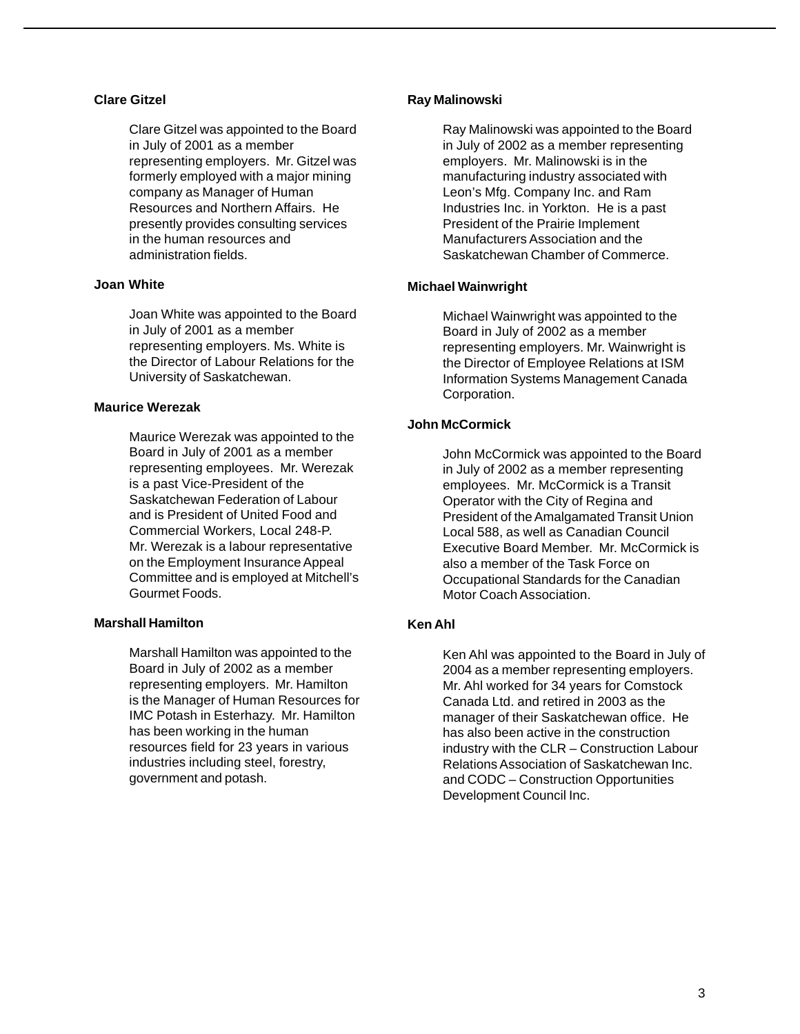**Clare Gitzel**

Clare Gitzel was appointed to the Board in July of 2001 as a member representing employers. Mr. Gitzel was formerly employed with a major mining company as Manager of Human Resources and Northern Affairs. He presently provides consulting services in the human resources and administration fields.

**Joan White**

Joan White was appointed to the Board in July of 2001 as a member representing employers. Ms. White is the Director of Labour Relations for the University of Saskatchewan.

**Maurice Werezak**

Maurice Werezak was appointed to the Board in July of 2001 as a member representing employees. Mr. Werezak is a past Vice-President of the Saskatchewan Federation of Labour and is President of United Food and Commercial Workers, Local 248-P. Mr. Werezak is a labour representative on the Employment Insurance Appeal Committee and is employed at Mitchell's Gourmet Foods.

**Marshall Hamilton**

Marshall Hamilton was appointed to the Board in July of 2002 as a member representing employers. Mr. Hamilton is the Manager of Human Resources for IMC Potash in Esterhazy. Mr. Hamilton has been working in the human resources field for 23 years in various industries including steel, forestry, government and potash.

**Ray Malinowski**

Ray Malinowski was appointed to the Board in July of 2002 as a member representing employers. Mr. Malinowski is in the manufacturing industry associated with Leon's Mfg. Company Inc. and Ram Industries Inc. in Yorkton. He is a past President of the Prairie Implement Manufacturers Association and the Saskatchewan Chamber of Commerce.

**Michael Wainwright**

Michael Wainwright was appointed to the Board in July of 2002 as a member representing employers. Mr. Wainwright is the Director of Employee Relations at ISM Information Systems Management Canada Corporation.

**John McCormick**

John McCormick was appointed to the Board in July of 2002 as a member representing employees. Mr. McCormick is a Transit Operator with the City of Regina and President of the Amalgamated Transit Union Local 588, as well as Canadian Council Executive Board Member. Mr. McCormick is also a member of the Task Force on Occupational Standards for the Canadian Motor Coach Association.

**Ken Ahl**

Ken Ahl was appointed to the Board in July of 2004 as a member representing employers. Mr. Ahl worked for 34 years for Comstock Canada Ltd. and retired in 2003 as the manager of their Saskatchewan office. He has also been active in the construction industry with the CLR – Construction Labour Relations Association of Saskatchewan Inc. and CODC – Construction Opportunities Development Council Inc.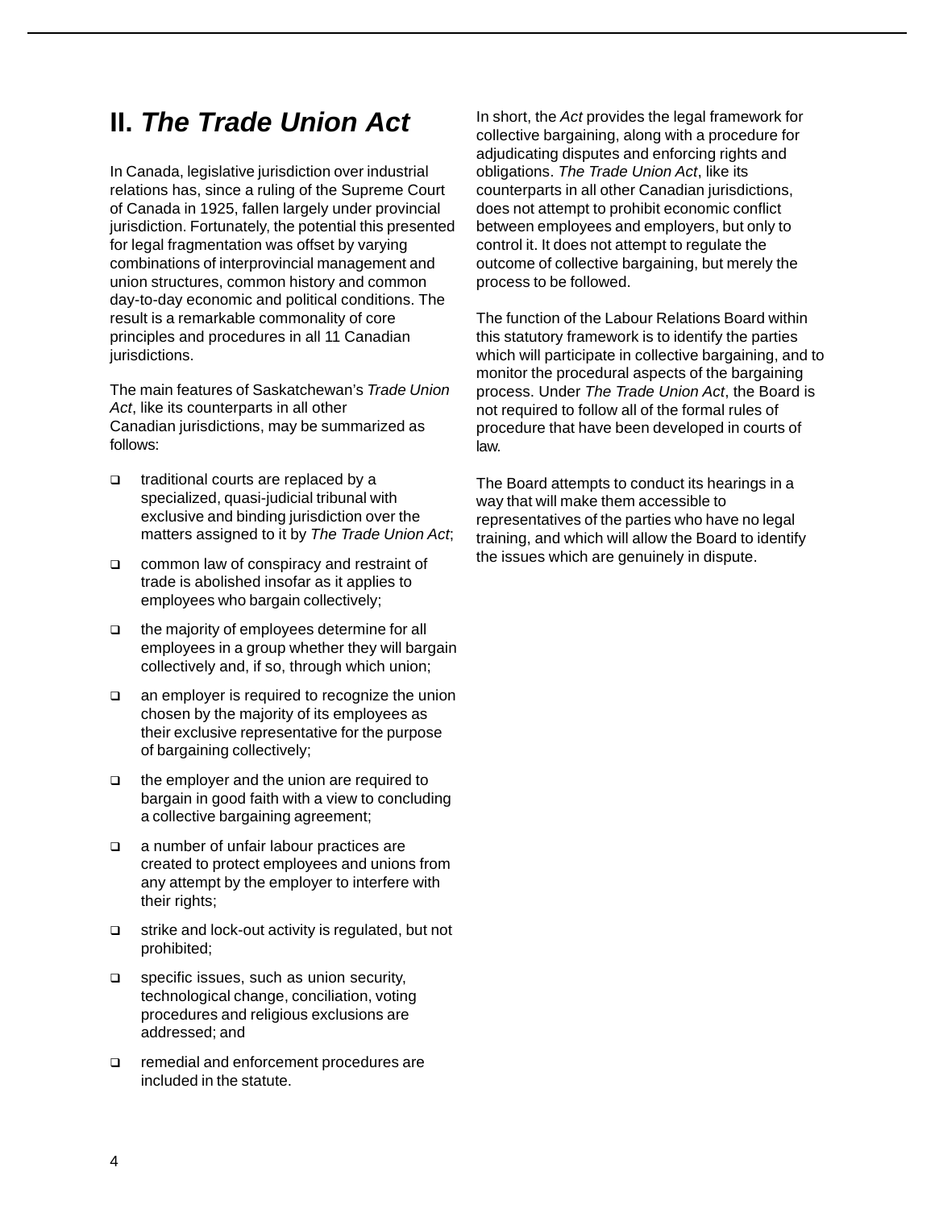## II. *The Trade Union Act*

In Canada, legislative jurisdiction over industrial relations has, since a ruling of the Supreme Court of Canada in 1925, fallen largely under provincial jurisdiction. Fortunately, the potential this presented for legal fragmentation was offset by varying combinations of interprovincial management and union structures, common history and common day-to-day economic and political conditions. The result is a remarkable commonality of core principles and procedures in all 11 Canadian jurisdictions.

The main features of Saskatchewan's *Trade Union Act*, like its counterparts in all other Canadian jurisdictions, may be summarized as follows:

- traditional courts are replaced by a specialized, quasi-judicial tribunal with exclusive and binding jurisdiction over the matters assigned to it by *The Trade Union Act*;
- common law of conspiracy and restraint of trade is abolished insofar as it applies to employees who bargain collectively;
- the majority of employees determine for all employees in a group whether they will bargain collectively and, if so, through which union;
- an employer is required to recognize the union chosen by the majority of its employees as their exclusive representative for the purpose of bargaining collectively;
- the employer and the union are required to bargain in good faith with a view to concluding a collective bargaining agreement;
- a number of unfair labour practices are created to protect employees and unions from any attempt by the employer to interfere with their rights;
- strike and lock-out activity is regulated, but not prohibited;
- specific issues, such as union security, technological change, conciliation, voting procedures and religious exclusions are addressed; and
- remedial and enforcement procedures are included in the statute.

In short, the *Act* provides the legal framework for collective bargaining, along with a procedure for adjudicating disputes and enforcing rights and obligations. *The Trade Union Act*, like its counterparts in all other Canadian jurisdictions, does not attempt to prohibit economic conflict between employees and employers, but only to control it. It does not attempt to regulate the outcome of collective bargaining, but merely the process to be followed.

The function of the Labour Relations Board within this statutory framework is to identify the parties which will participate in collective bargaining, and to monitor the procedural aspects of the bargaining process. Under *The Trade Union Act*, the Board is not required to follow all of the formal rules of procedure that have been developed in courts of law.

The Board attempts to conduct its hearings in a way that will make them accessible to representatives of the parties who have no legal training, and which will allow the Board to identify the issues which are genuinely in dispute.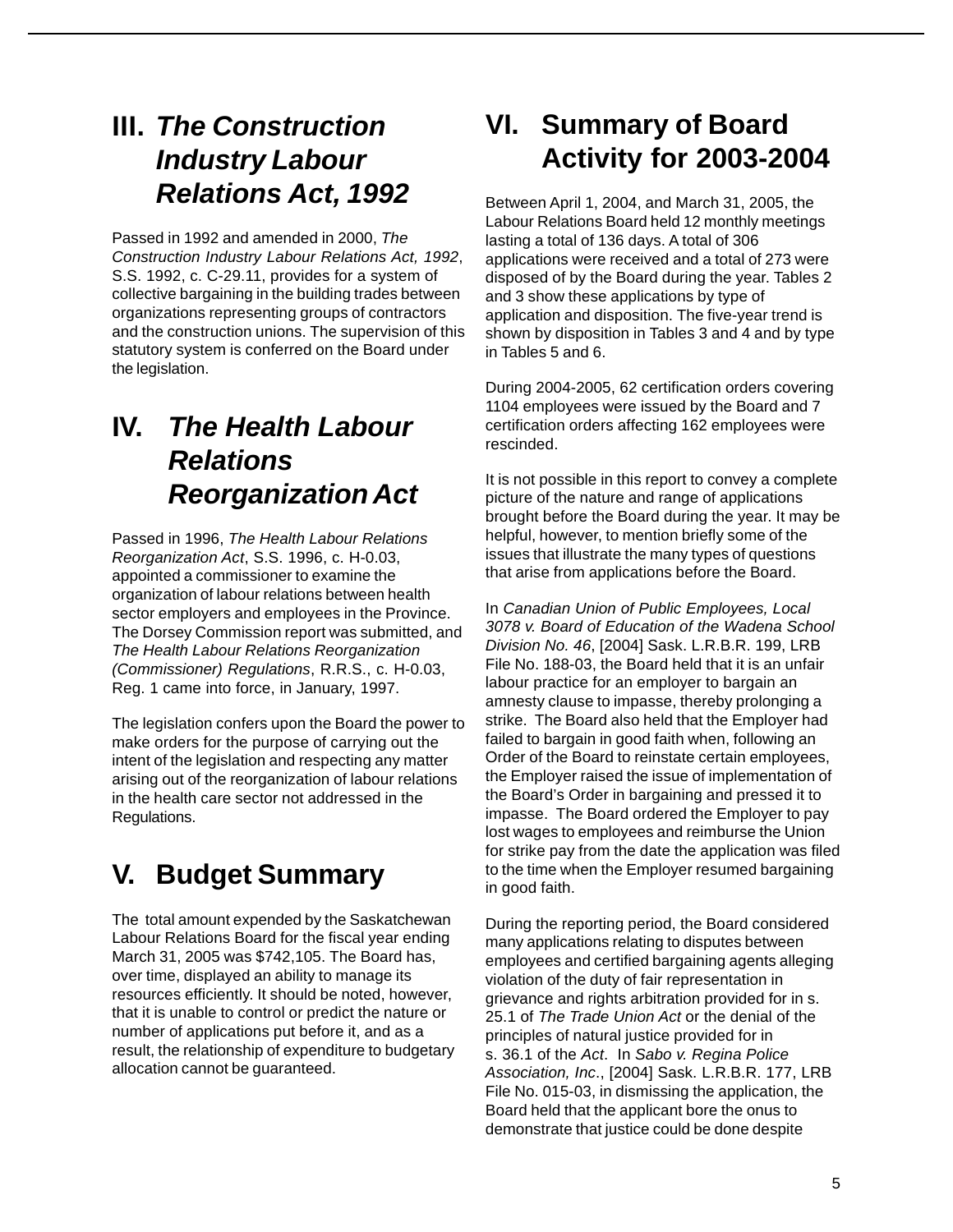## III. *The Construction Industry Labour Relations Act, 1992*

Passed in 1992 and amended in 2000, *The Construction Industry Labour Relations Act, 1992*, S.S. 1992, c. C-29.11, provides for a system of collective bargaining in the building trades between organizations representing groups of contractors and the construction unions. The supervision of this statutory system is conferred on the Board under the legislation.

## IV. *The Health Labour Relations Reorganization Act*

Passed in 1996, *The Health Labour Relations Reorganization Act*, S.S. 1996, c. H-0.03, appointed a commissioner to examine the organization of labour relations between health sector employers and employees in the Province. The Dorsey Commission report was submitted, and *The Health Labour Relations Reorganization (Commissioner) Regulations*, R.R.S., c. H-0.03, Reg. 1 came into force, in January, 1997.

The legislation confers upon the Board the power to make orders for the purpose of carrying out the intent of the legislation and respecting any matter arising out of the reorganization of labour relations in the health care sector not addressed in the Regulations.

## V. Budget Summary

The total amount expended by the Saskatchewan Labour Relations Board for the fiscal year ending March 31, 2005 was $742,105. The Board has, over time, displayed an ability to manage its resources efficiently. It should be noted, however, that it is unable to control or predict the nature or number of applications put before it, and as a result, the relationship of expenditure to budgetary allocation cannot be guaranteed.

## VI. Summary of Board Activity for 2003-2004

Between April 1, 2004, and March 31, 2005, the Labour Relations Board held 12 monthly meetings lasting a total of 136 days. A total of 306 applications were received and a total of 273 were disposed of by the Board during the year. Tables 2 and 3 show these applications by type of application and disposition. The five-year trend is shown by disposition in Tables 3 and 4 and by type in Tables 5 and 6.

During 2004-2005, 62 certification orders covering 1104 employees were issued by the Board and 7 certification orders affecting 162 employees were rescinded.

It is not possible in this report to convey a complete picture of the nature and range of applications brought before the Board during the year. It may be helpful, however, to mention briefly some of the issues that illustrate the many types of questions that arise from applications before the Board.

In *Canadian Union of Public Employees, Local 3078 v. Board of Education of the Wadena School Division No. 46*, [2004] Sask. L.R.B.R. 199, LRB File No. 188-03, the Board held that it is an unfair labour practice for an employer to bargain an amnesty clause to impasse, thereby prolonging a strike. The Board also held that the Employer had failed to bargain in good faith when, following an Order of the Board to reinstate certain employees, the Employer raised the issue of implementation of the Board's Order in bargaining and pressed it to impasse. The Board ordered the Employer to pay lost wages to employees and reimburse the Union for strike pay from the date the application was filed to the time when the Employer resumed bargaining in good faith.

During the reporting period, the Board considered many applications relating to disputes between employees and certified bargaining agents alleging violation of the duty of fair representation in grievance and rights arbitration provided for in s. 25.1 of *The Trade Union Act* or the denial of the principles of natural justice provided for in s. 36.1 of the *Act*. In *Sabo v. Regina Police Association, Inc*., [2004] Sask. L.R.B.R. 177, LRB File No. 015-03, in dismissing the application, the Board held that the applicant bore the onus to demonstrate that justice could be done despite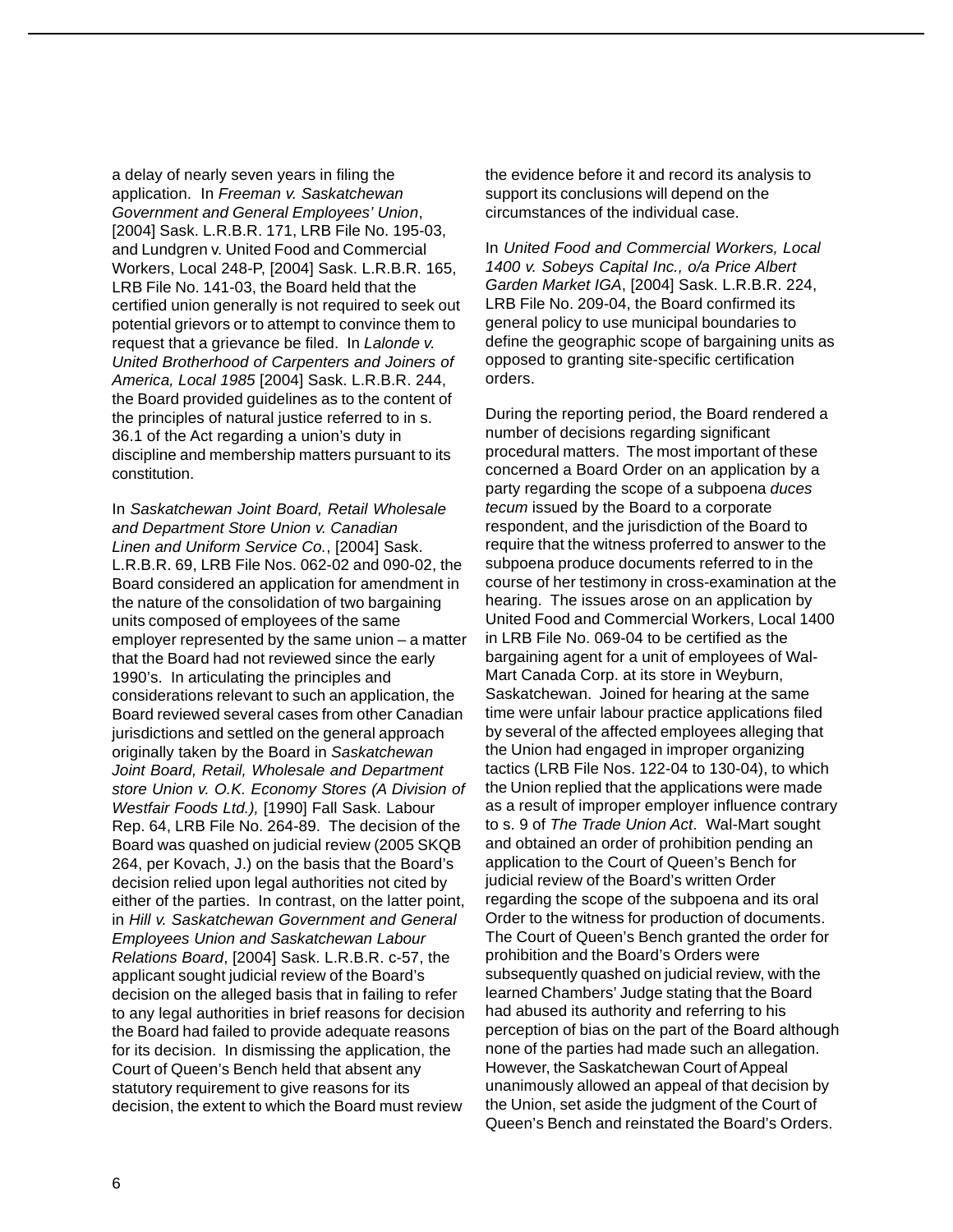a delay of nearly seven years in filing the application. In *Freeman v. Saskatchewan Government and General Employees' Union*, [2004] Sask. L.R.B.R. 171, LRB File No. 195-03, and Lundgren v. United Food and Commercial Workers, Local 248-P, [2004] Sask. L.R.B.R. 165, LRB File No. 141-03, the Board held that the certified union generally is not required to seek out potential grievors or to attempt to convince them to request that a grievance be filed. In *Lalonde v. United Brotherhood of Carpenters and Joiners of America, Local 1985* [2004] Sask. L.R.B.R. 244, the Board provided guidelines as to the content of the principles of natural justice referred to in s. 36.1 of the Act regarding a union's duty in discipline and membership matters pursuant to its constitution.

In *Saskatchewan Joint Board, Retail Wholesale and Department Store Union v. Canadian Linen and Uniform Service Co.*, [2004] Sask. L.R.B.R. 69, LRB File Nos. 062-02 and 090-02, the Board considered an application for amendment in the nature of the consolidation of two bargaining units composed of employees of the same employer represented by the same union – a matter that the Board had not reviewed since the early 1990's. In articulating the principles and considerations relevant to such an application, the Board reviewed several cases from other Canadian jurisdictions and settled on the general approach originally taken by the Board in *Saskatchewan Joint Board, Retail, Wholesale and Department store Union v. O.K. Economy Stores (A Division of Westfair Foods Ltd.),* [1990] Fall Sask. Labour Rep. 64, LRB File No. 264-89. The decision of the Board was quashed on judicial review (2005 SKQB 264, per Kovach, J.) on the basis that the Board's decision relied upon legal authorities not cited by either of the parties. In contrast, on the latter point, in *Hill v. Saskatchewan Government and General Employees Union and Saskatchewan Labour Relations Board*, [2004] Sask. L.R.B.R. c-57, the applicant sought judicial review of the Board's decision on the alleged basis that in failing to refer to any legal authorities in brief reasons for decision the Board had failed to provide adequate reasons for its decision. In dismissing the application, the Court of Queen's Bench held that absent any statutory requirement to give reasons for its decision, the extent to which the Board must review the evidence before it and record its analysis to support its conclusions will depend on the circumstances of the individual case.

In *United Food and Commercial Workers, Local 1400 v. Sobeys Capital Inc., o/a Price Albert Garden Market IGA*, [2004] Sask. L.R.B.R. 224, LRB File No. 209-04, the Board confirmed its general policy to use municipal boundaries to define the geographic scope of bargaining units as opposed to granting site-specific certification orders.

During the reporting period, the Board rendered a number of decisions regarding significant procedural matters. The most important of these concerned a Board Order on an application by a party regarding the scope of a subpoena *duces tecum* issued by the Board to a corporate respondent, and the jurisdiction of the Board to require that the witness proferred to answer to the subpoena produce documents referred to in the course of her testimony in cross-examination at the hearing. The issues arose on an application by United Food and Commercial Workers, Local 1400 in LRB File No. 069-04 to be certified as the bargaining agent for a unit of employees of Wal-Mart Canada Corp. at its store in Weyburn, Saskatchewan. Joined for hearing at the same time were unfair labour practice applications filed by several of the affected employees alleging that the Union had engaged in improper organizing tactics (LRB File Nos. 122-04 to 130-04), to which the Union replied that the applications were made as a result of improper employer influence contrary to s. 9 of *The Trade Union Act*. Wal-Mart sought and obtained an order of prohibition pending an application to the Court of Queen's Bench for judicial review of the Board's written Order regarding the scope of the subpoena and its oral Order to the witness for production of documents. The Court of Queen's Bench granted the order for prohibition and the Board's Orders were subsequently quashed on judicial review, with the learned Chambers' Judge stating that the Board had abused its authority and referring to his perception of bias on the part of the Board although none of the parties had made such an allegation. However, the Saskatchewan Court of Appeal unanimously allowed an appeal of that decision by the Union, set aside the judgment of the Court of Queen's Bench and reinstated the Board's Orders.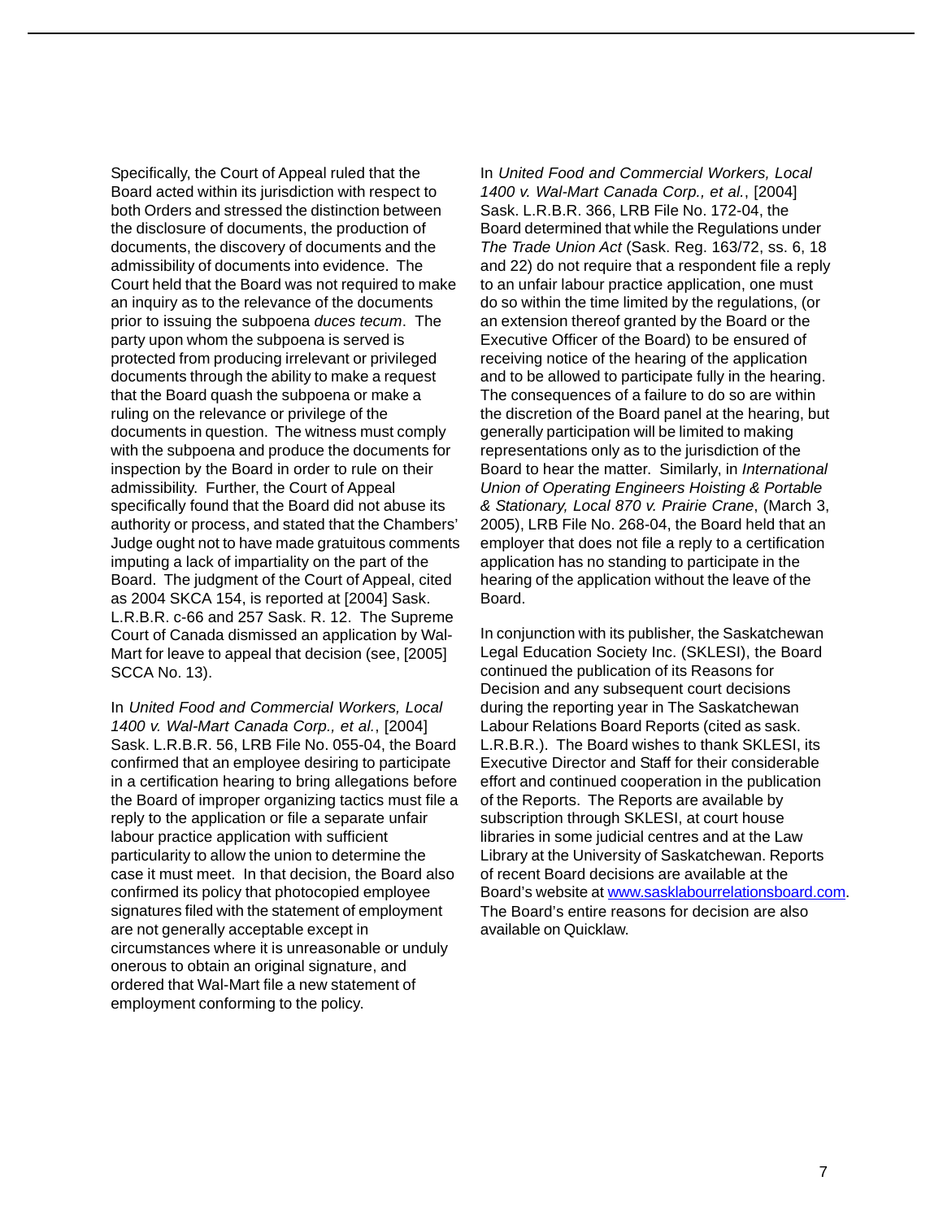Specifically, the Court of Appeal ruled that the Board acted within its jurisdiction with respect to both Orders and stressed the distinction between the disclosure of documents, the production of documents, the discovery of documents and the admissibility of documents into evidence. The Court held that the Board was not required to make an inquiry as to the relevance of the documents prior to issuing the subpoena *duces tecum*. The party upon whom the subpoena is served is protected from producing irrelevant or privileged documents through the ability to make a request that the Board quash the subpoena or make a ruling on the relevance or privilege of the documents in question. The witness must comply with the subpoena and produce the documents for inspection by the Board in order to rule on their admissibility. Further, the Court of Appeal specifically found that the Board did not abuse its authority or process, and stated that the Chambers' Judge ought not to have made gratuitous comments imputing a lack of impartiality on the part of the Board. The judgment of the Court of Appeal, cited as 2004 SKCA 154, is reported at [2004] Sask. L.R.B.R. c-66 and 257 Sask. R. 12. The Supreme Court of Canada dismissed an application by Wal-Mart for leave to appeal that decision (see, [2005] SCCA No. 13).

In *United Food and Commercial Workers, Local 1400 v. Wal-Mart Canada Corp., et al.*, [2004] Sask. L.R.B.R. 56, LRB File No. 055-04, the Board confirmed that an employee desiring to participate in a certification hearing to bring allegations before the Board of improper organizing tactics must file a reply to the application or file a separate unfair labour practice application with sufficient particularity to allow the union to determine the case it must meet. In that decision, the Board also confirmed its policy that photocopied employee signatures filed with the statement of employment are not generally acceptable except in circumstances where it is unreasonable or unduly onerous to obtain an original signature, and ordered that Wal-Mart file a new statement of employment conforming to the policy.

In *United Food and Commercial Workers, Local 1400 v. Wal-Mart Canada Corp., et al.*, [2004] Sask. L.R.B.R. 366, LRB File No. 172-04, the Board determined that while the Regulations under *The Trade Union Act* (Sask. Reg. 163/72, ss. 6, 18 and 22) do not require that a respondent file a reply to an unfair labour practice application, one must do so within the time limited by the regulations, (or an extension thereof granted by the Board or the Executive Officer of the Board) to be ensured of receiving notice of the hearing of the application and to be allowed to participate fully in the hearing. The consequences of a failure to do so are within the discretion of the Board panel at the hearing, but generally participation will be limited to making representations only as to the jurisdiction of the Board to hear the matter. Similarly, in *International Union of Operating Engineers Hoisting & Portable & Stationary, Local 870 v. Prairie Crane*, (March 3, 2005), LRB File No. 268-04, the Board held that an employer that does not file a reply to a certification application has no standing to participate in the hearing of the application without the leave of the Board.

In conjunction with its publisher, the Saskatchewan Legal Education Society Inc. (SKLESI), the Board continued the publication of its Reasons for Decision and any subsequent court decisions during the reporting year in The Saskatchewan Labour Relations Board Reports (cited as sask. L.R.B.R.). The Board wishes to thank SKLESI, its Executive Director and Staff for their considerable effort and continued cooperation in the publication of the Reports. The Reports are available by subscription through SKLESI, at court house libraries in some judicial centres and at the Law Library at the University of Saskatchewan. Reports of recent Board decisions are available at the Board's website at www.sasklabourrelationsboard.com. The Board's entire reasons for decision are also available on Quicklaw.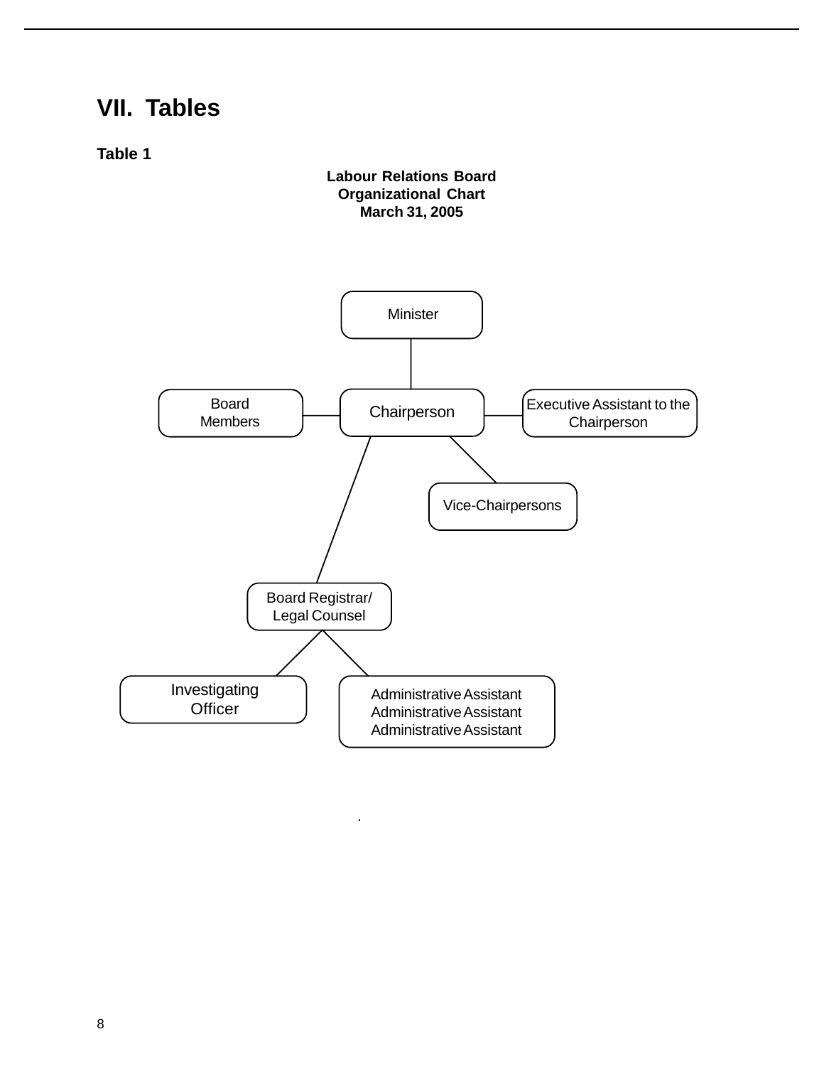## VII. Tables

**Table 1**

**Labour Relations Board**
**Organizational Chart**
**March 31, 2005**

- Minister
  - Chairperson
    - Board Members
    - Executive Assistant to the Chairperson
    - Vice-Chairpersons
    - Board Registrar/ Legal Counsel
      - Investigating Officer
      - Administrative Assistant
        Administrative Assistant
        Administrative Assistant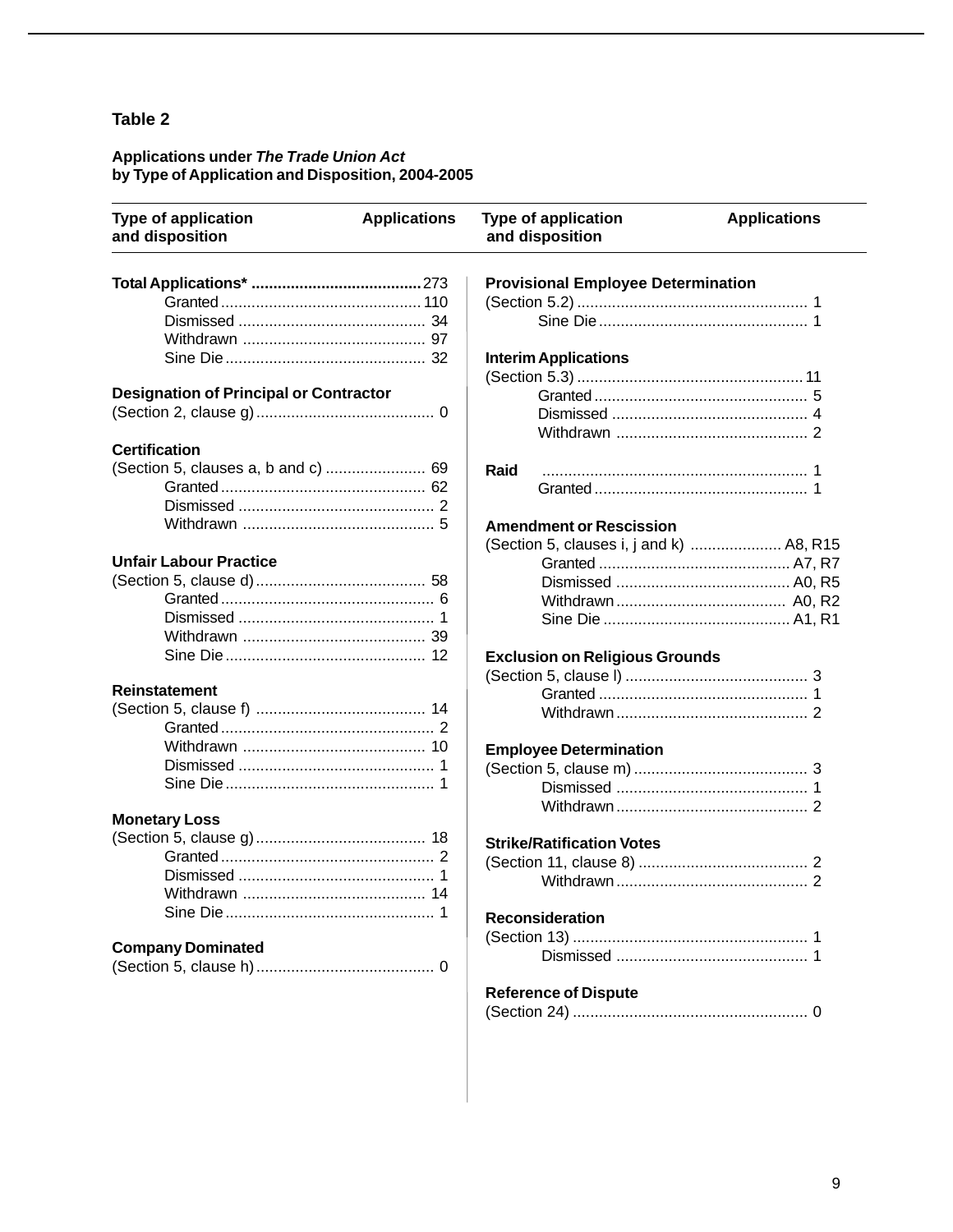## Table 2

**Applications under *The Trade Union Act* by Type of Application and Disposition, 2004-2005**

| Type of application and disposition | Applications |
|---|---|
| **Total Applications*** | **273** |
| Granted | 110 |
| Dismissed | 34 |
| Withdrawn | 97 |
| Sine Die | 32 |
| **Designation of Principal or Contractor** | |
| (Section 2, clause g) | 0 |
| **Certification** | |
| (Section 5, clauses a, b and c) | 69 |
| Granted | 62 |
| Dismissed | 2 |
| Withdrawn | 5 |
| **Unfair Labour Practice** | |
| (Section 5, clause d) | 58 |
| Granted | 6 |
| Dismissed | 1 |
| Withdrawn | 39 |
| Sine Die | 12 |
| **Reinstatement** | |
| (Section 5, clause f) | 14 |
| Granted | 2 |
| Withdrawn | 10 |
| Dismissed | 1 |
| Sine Die | 1 |
| **Monetary Loss** | |
| (Section 5, clause g) | 18 |
| Granted | 2 |
| Dismissed | 1 |
| Withdrawn | 14 |
| Sine Die | 1 |
| **Company Dominated** | |
| (Section 5, clause h) | 0 |
| **Provisional Employee Determination** | |
| (Section 5.2) | 1 |
| Sine Die | 1 |
| **Interim Applications** | |
| (Section 5.3) | 11 |
| Granted | 5 |
| Dismissed | 4 |
| Withdrawn | 2 |
| **Raid** | 1 |
| Granted | 1 |
| **Amendment or Rescission** | |
| (Section 5, clauses i, j and k) | A8, R15 |
| Granted | A7, R7 |
| Dismissed | A0, R5 |
| Withdrawn | A0, R2 |
| Sine Die | A1, R1 |
| **Exclusion on Religious Grounds** | |
| (Section 5, clause l) | 3 |
| Granted | 1 |
| Withdrawn | 2 |
| **Employee Determination** | |
| (Section 5, clause m) | 3 |
| Dismissed | 1 |
| Withdrawn | 2 |
| **Strike/Ratification Votes** | |
| (Section 11, clause 8) | 2 |
| Withdrawn | 2 |
| **Reconsideration** | |
| (Section 13) | 1 |
| Dismissed | 1 |
| **Reference of Dispute** | |
| (Section 24) | 0 |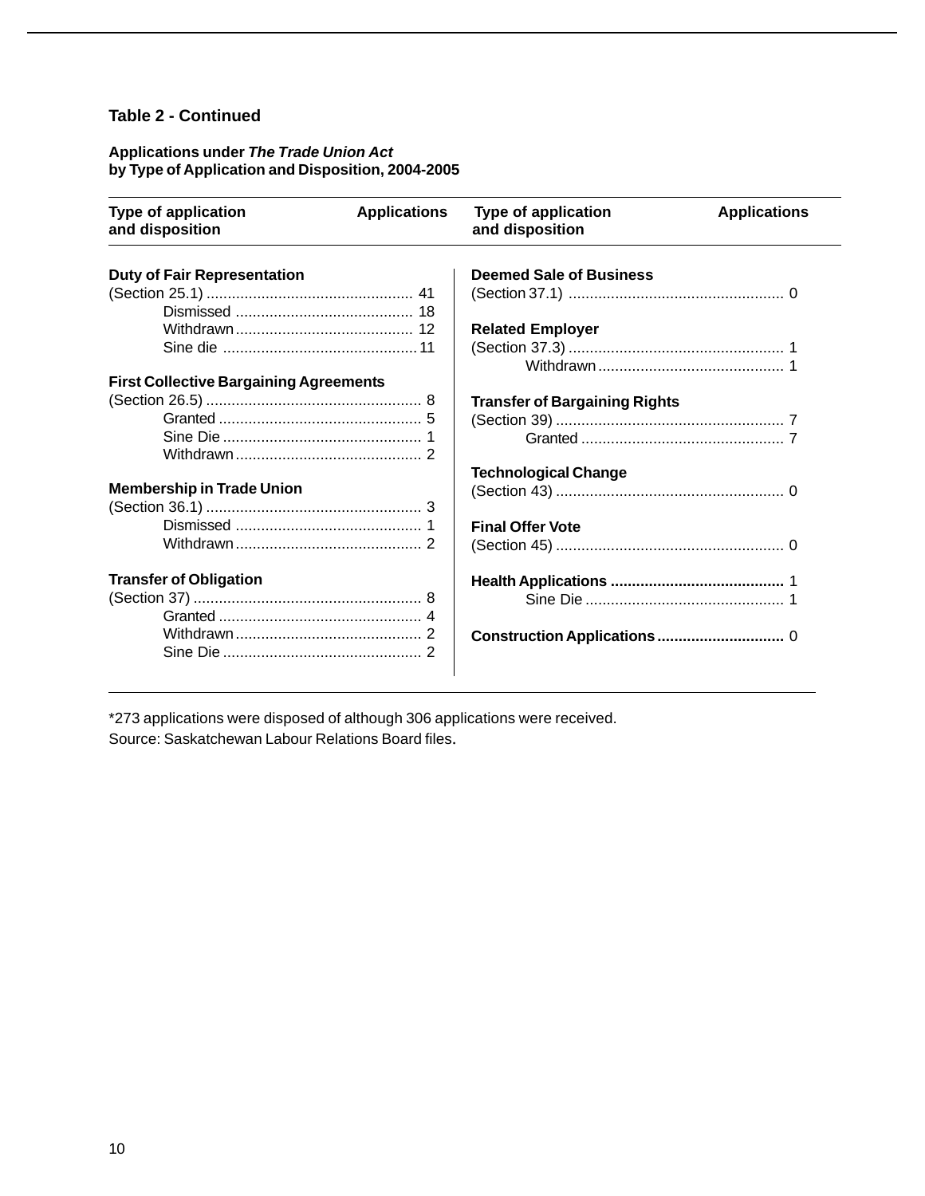**Table 2 - Continued**

**Applications under *The Trade Union Act* by Type of Application and Disposition, 2004-2005**

| Type of application and disposition | Applications |
|---|---|
| **Duty of Fair Representation** | |
| (Section 25.1) | 41 |
| Dismissed | 18 |
| Withdrawn | 12 |
| Sine die | 11 |
| **First Collective Bargaining Agreements** | |
| (Section 26.5) | 8 |
| Granted | 5 |
| Sine Die | 1 |
| Withdrawn | 2 |
| **Membership in Trade Union** | |
| (Section 36.1) | 3 |
| Dismissed | 1 |
| Withdrawn | 2 |
| **Transfer of Obligation** | |
| (Section 37) | 8 |
| Granted | 4 |
| Withdrawn | 2 |
| Sine Die | 2 |
| **Deemed Sale of Business** | |
| (Section 37.1) | 0 |
| **Related Employer** | |
| (Section 37.3) | 1 |
| Withdrawn | 1 |
| **Transfer of Bargaining Rights** | |
| (Section 39) | 7 |
| Granted | 7 |
| **Technological Change** | |
| (Section 43) | 0 |
| **Final Offer Vote** | |
| (Section 45) | 0 |
| **Health Applications** | 1 |
| Sine Die | 1 |
| **Construction Applications** | 0 |

*273 applications were disposed of although 306 applications were received.

Source: Saskatchewan Labour Relations Board files.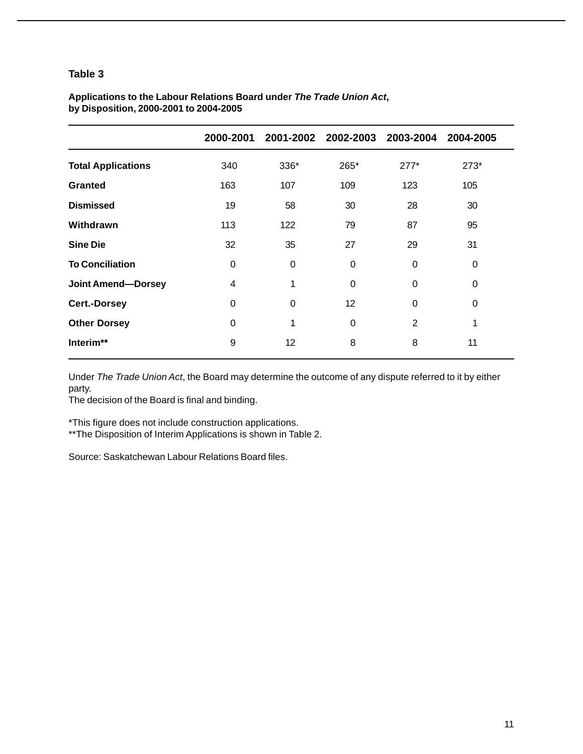### Table 3

**Applications to the Labour Relations Board under *The Trade Union Act*, by Disposition, 2000-2001 to 2004-2005**

| | 2000-2001 | 2001-2002 | 2002-2003 | 2003-2004 | 2004-2005 |
|---|---|---|---|---|---|
| **Total Applications** | 340 | 336* | 265* | 277* | 273* |
| **Granted** | 163 | 107 | 109 | 123 | 105 |
| **Dismissed** | 19 | 58 | 30 | 28 | 30 |
| **Withdrawn** | 113 | 122 | 79 | 87 | 95 |
| **Sine Die** | 32 | 35 | 27 | 29 | 31 |
| **To Conciliation** | 0 | 0 | 0 | 0 | 0 |
| **Joint Amend—Dorsey** | 4 | 1 | 0 | 0 | 0 |
| **Cert.-Dorsey** | 0 | 0 | 12 | 0 | 0 |
| **Other Dorsey** | 0 | 1 | 0 | 2 | 1 |
| **Interim**** | 9 | 12 | 8 | 8 | 11 |

Under *The Trade Union Act*, the Board may determine the outcome of any dispute referred to it by either party.
The decision of the Board is final and binding.

*This figure does not include construction applications.
**The Disposition of Interim Applications is shown in Table 2.

Source: Saskatchewan Labour Relations Board files.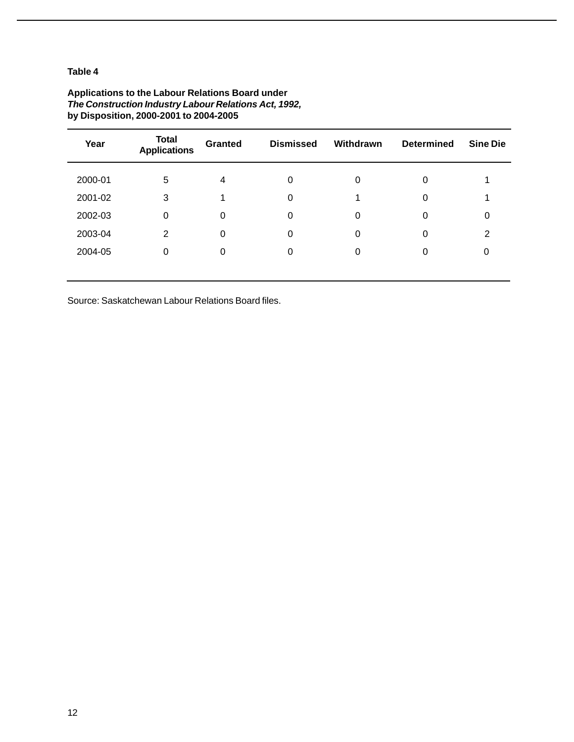**Table 4**

**Applications to the Labour Relations Board under**
***The Construction Industry Labour Relations Act, 1992,***
**by Disposition, 2000-2001 to 2004-2005**

| Year | Total Applications | Granted | Dismissed | Withdrawn | Determined | Sine Die |
|---|---|---|---|---|---|---|
| 2000-01 | 5 | 4 | 0 | 0 | 0 | 1 |
| 2001-02 | 3 | 1 | 0 | 1 | 0 | 1 |
| 2002-03 | 0 | 0 | 0 | 0 | 0 | 0 |
| 2003-04 | 2 | 0 | 0 | 0 | 0 | 2 |
| 2004-05 | 0 | 0 | 0 | 0 | 0 | 0 |

Source: Saskatchewan Labour Relations Board files.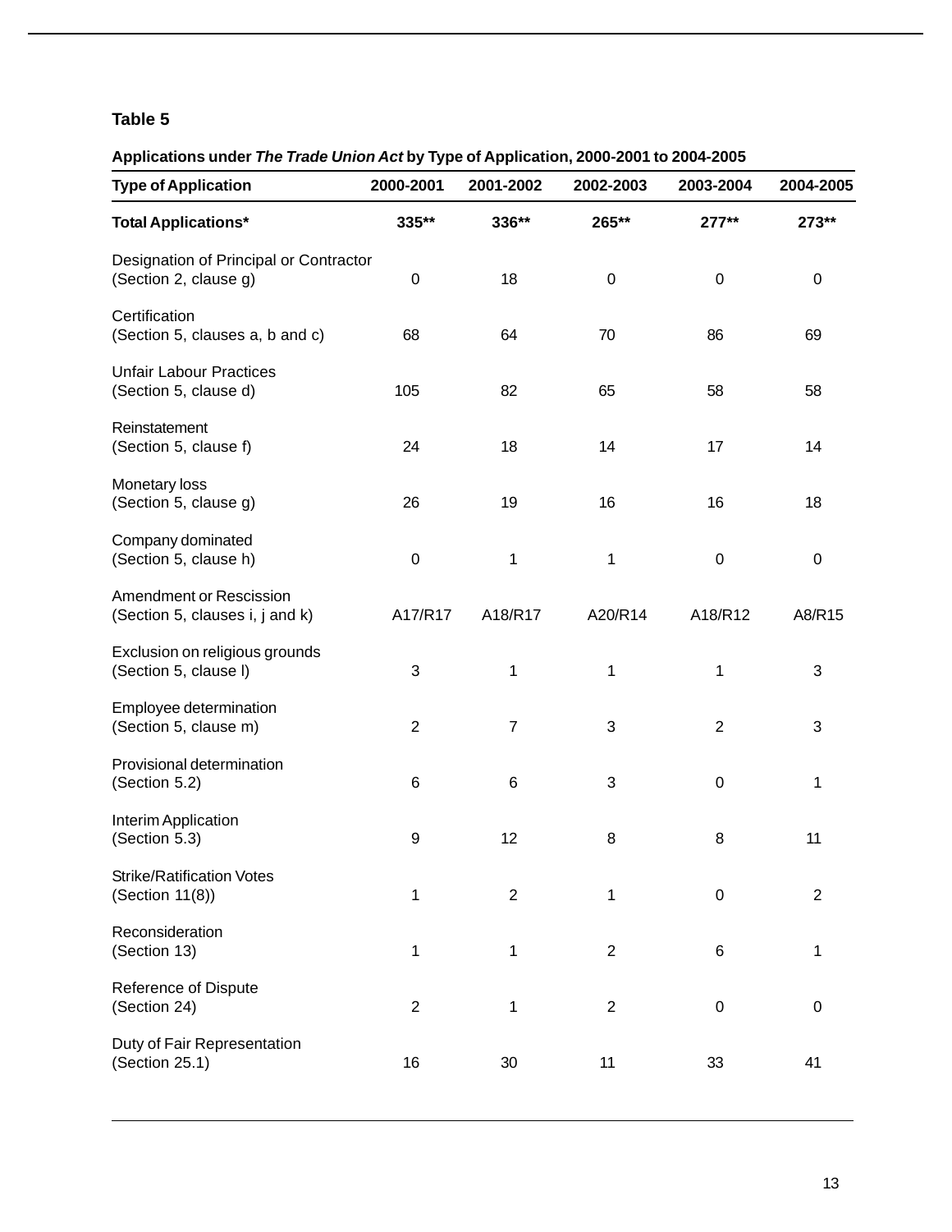**Table 5**

**Applications under *The Trade Union Act* by Type of Application, 2000-2001 to 2004-2005**

| Type of Application | 2000-2001 | 2001-2002 | 2002-2003 | 2003-2004 | 2004-2005 |
|---|---|---|---|---|---|
| **Total Applications*** | **335**** | **336**** | **265**** | **277**** | **273**** |
| Designation of Principal or Contractor (Section 2, clause g) | 0 | 18 | 0 | 0 | 0 |
| Certification (Section 5, clauses a, b and c) | 68 | 64 | 70 | 86 | 69 |
| Unfair Labour Practices (Section 5, clause d) | 105 | 82 | 65 | 58 | 58 |
| Reinstatement (Section 5, clause f) | 24 | 18 | 14 | 17 | 14 |
| Monetary loss (Section 5, clause g) | 26 | 19 | 16 | 16 | 18 |
| Company dominated (Section 5, clause h) | 0 | 1 | 1 | 0 | 0 |
| Amendment or Rescission (Section 5, clauses i, j and k) | A17/R17 | A18/R17 | A20/R14 | A18/R12 | A8/R15 |
| Exclusion on religious grounds (Section 5, clause l) | 3 | 1 | 1 | 1 | 3 |
| Employee determination (Section 5, clause m) | 2 | 7 | 3 | 2 | 3 |
| Provisional determination (Section 5.2) | 6 | 6 | 3 | 0 | 1 |
| Interim Application (Section 5.3) | 9 | 12 | 8 | 8 | 11 |
| Strike/Ratification Votes (Section 11(8)) | 1 | 2 | 1 | 0 | 2 |
| Reconsideration (Section 13) | 1 | 1 | 2 | 6 | 1 |
| Reference of Dispute (Section 24) | 2 | 1 | 2 | 0 | 0 |
| Duty of Fair Representation (Section 25.1) | 16 | 30 | 11 | 33 | 41 |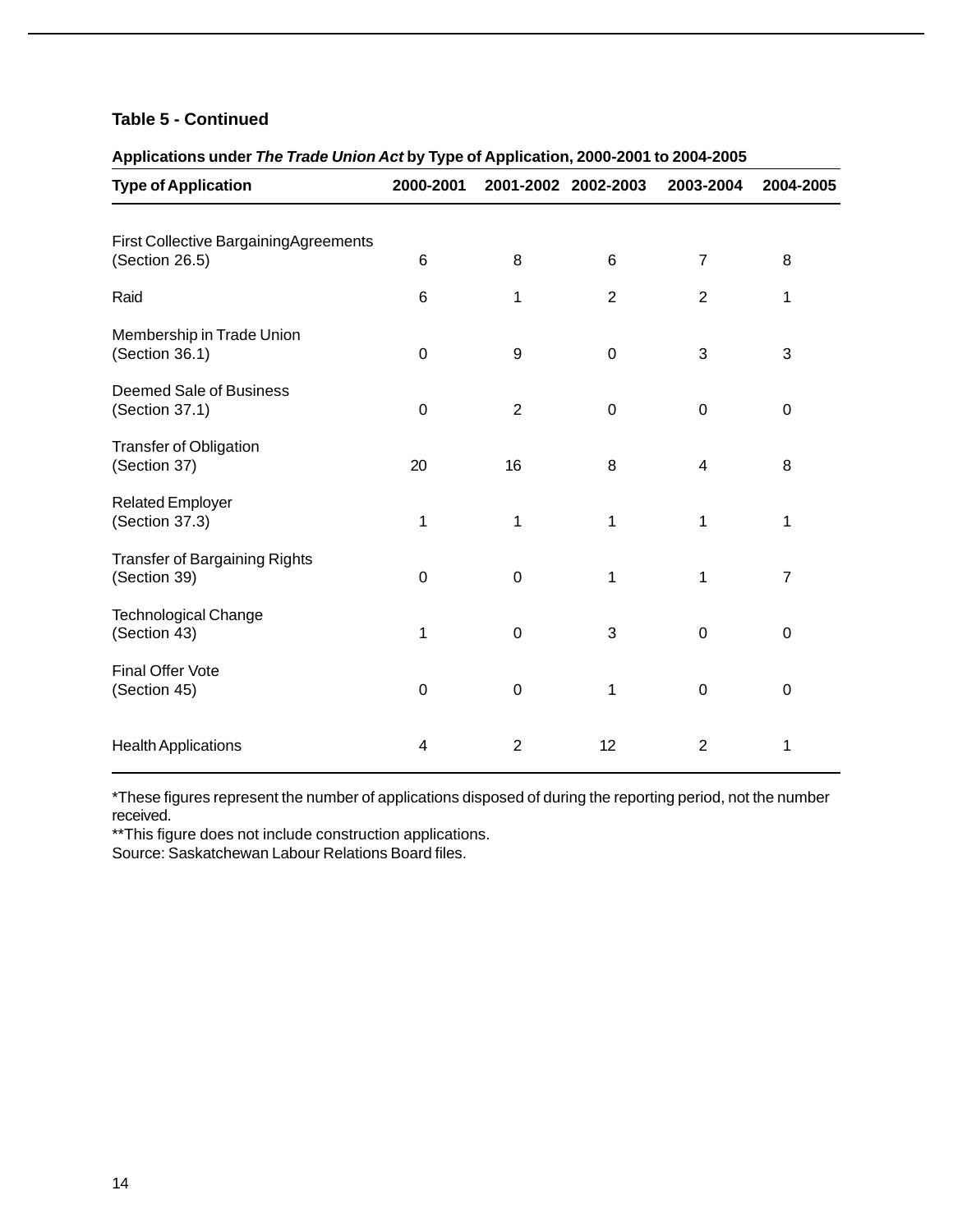**Table 5 - Continued**

**Applications under *The Trade Union Act* by Type of Application, 2000-2001 to 2004-2005**

| Type of Application | 2000-2001 | 2001-2002 | 2002-2003 | 2003-2004 | 2004-2005 |
|---|---|---|---|---|---|
| First Collective BargainingAgreements (Section 26.5) | 6 | 8 | 6 | 7 | 8 |
| Raid | 6 | 1 | 2 | 2 | 1 |
| Membership in Trade Union (Section 36.1) | 0 | 9 | 0 | 3 | 3 |
| Deemed Sale of Business (Section 37.1) | 0 | 2 | 0 | 0 | 0 |
| Transfer of Obligation (Section 37) | 20 | 16 | 8 | 4 | 8 |
| Related Employer (Section 37.3) | 1 | 1 | 1 | 1 | 1 |
| Transfer of Bargaining Rights (Section 39) | 0 | 0 | 1 | 1 | 7 |
| Technological Change (Section 43) | 1 | 0 | 3 | 0 | 0 |
| Final Offer Vote (Section 45) | 0 | 0 | 1 | 0 | 0 |
| Health Applications | 4 | 2 | 12 | 2 | 1 |

*These figures represent the number of applications disposed of during the reporting period, not the number received.
**This figure does not include construction applications.
Source: Saskatchewan Labour Relations Board files.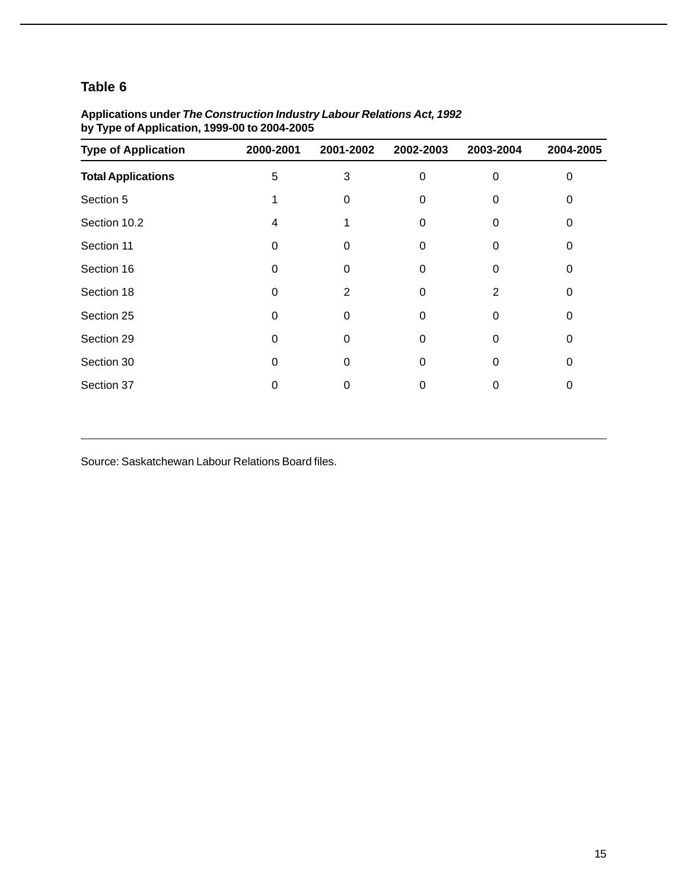## Table 6

**Applications under *The Construction Industry Labour Relations Act, 1992* by Type of Application, 1999-00 to 2004-2005**

| Type of Application | 2000-2001 | 2001-2002 | 2002-2003 | 2003-2004 | 2004-2005 |
|---|---|---|---|---|---|
| **Total Applications** | 5 | 3 | 0 | 0 | 0 |
| Section 5 | 1 | 0 | 0 | 0 | 0 |
| Section 10.2 | 4 | 1 | 0 | 0 | 0 |
| Section 11 | 0 | 0 | 0 | 0 | 0 |
| Section 16 | 0 | 0 | 0 | 0 | 0 |
| Section 18 | 0 | 2 | 0 | 2 | 0 |
| Section 25 | 0 | 0 | 0 | 0 | 0 |
| Section 29 | 0 | 0 | 0 | 0 | 0 |
| Section 30 | 0 | 0 | 0 | 0 | 0 |
| Section 37 | 0 | 0 | 0 | 0 | 0 |

Source: Saskatchewan Labour Relations Board files.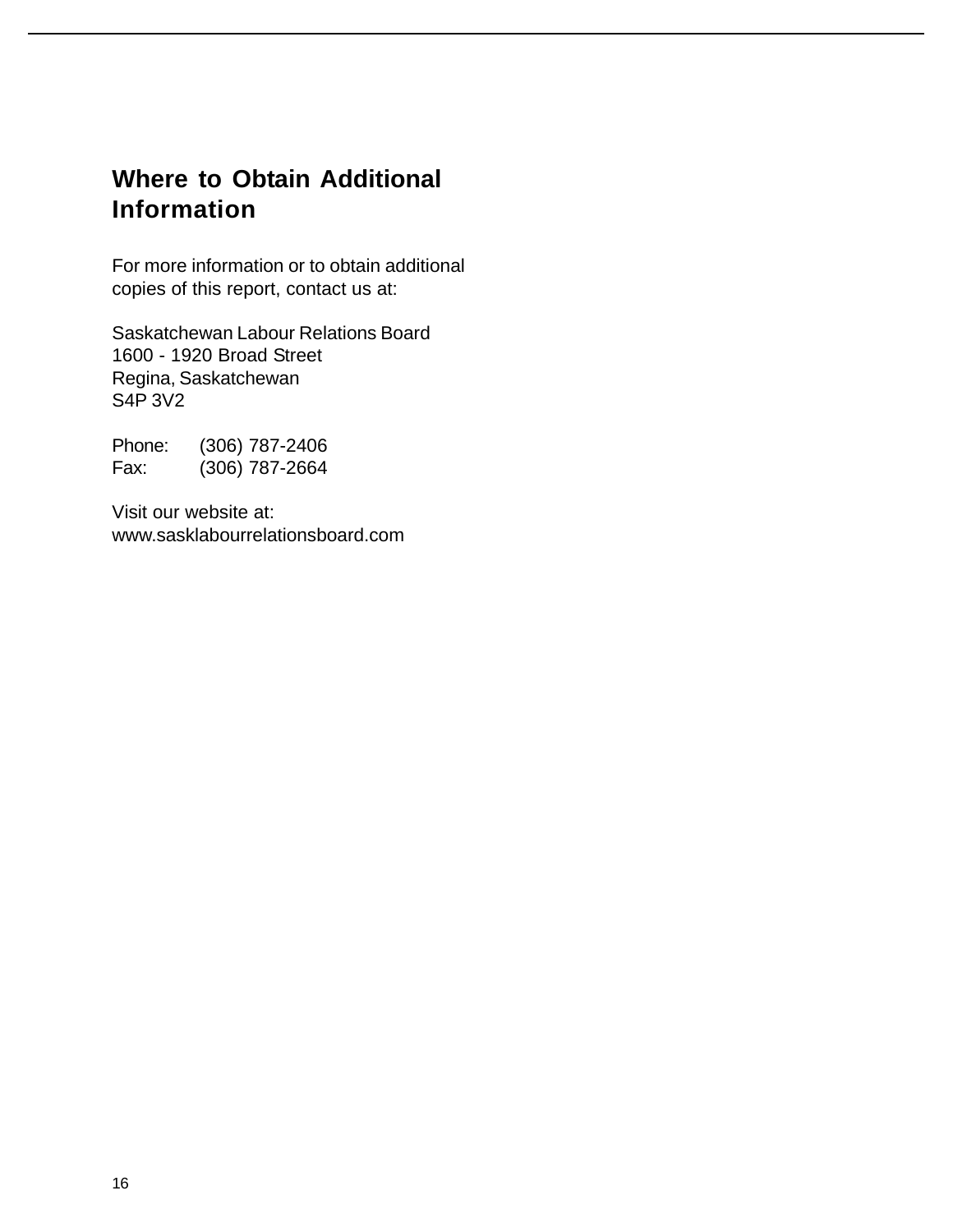## Where to Obtain Additional Information

For more information or to obtain additional copies of this report, contact us at:

Saskatchewan Labour Relations Board
1600 - 1920 Broad Street
Regina, Saskatchewan
S4P 3V2

Phone: (306) 787-2406
Fax: (306) 787-2664

Visit our website at:
www.sasklabourrelationsboard.com